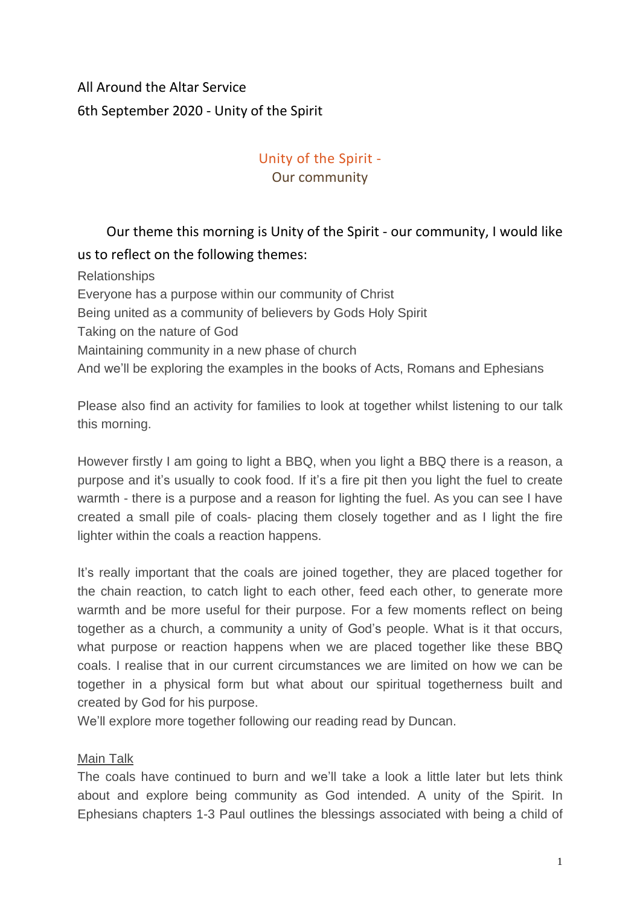All Around the Altar Service

6th September 2020 - Unity of the Spirit

## Unity of the Spirit - Our community

Our theme this morning is Unity of the Spirit - our community, I would like us to reflect on the following themes:

Relationships
Everyone has a purpose within our community of Christ
Being united as a community of believers by Gods Holy Spirit
Taking on the nature of God
Maintaining community in a new phase of church
And we'll be exploring the examples in the books of Acts, Romans and Ephesians

Please also find an activity for families to look at together whilst listening to our talk this morning.

However firstly I am going to light a BBQ, when you light a BBQ there is a reason, a purpose and it's usually to cook food. If it's a fire pit then you light the fuel to create warmth - there is a purpose and a reason for lighting the fuel. As you can see I have created a small pile of coals- placing them closely together and as I light the fire lighter within the coals a reaction happens.

It's really important that the coals are joined together, they are placed together for the chain reaction, to catch light to each other, feed each other, to generate more warmth and be more useful for their purpose. For a few moments reflect on being together as a church, a community a unity of God's people. What is it that occurs, what purpose or reaction happens when we are placed together like these BBQ coals. I realise that in our current circumstances we are limited on how we can be together in a physical form but what about our spiritual togetherness built and created by God for his purpose.
We'll explore more together following our reading read by Duncan.

Main Talk

The coals have continued to burn and we'll take a look a little later but lets think about and explore being community as God intended. A unity of the Spirit. In Ephesians chapters 1-3 Paul outlines the blessings associated with being a child of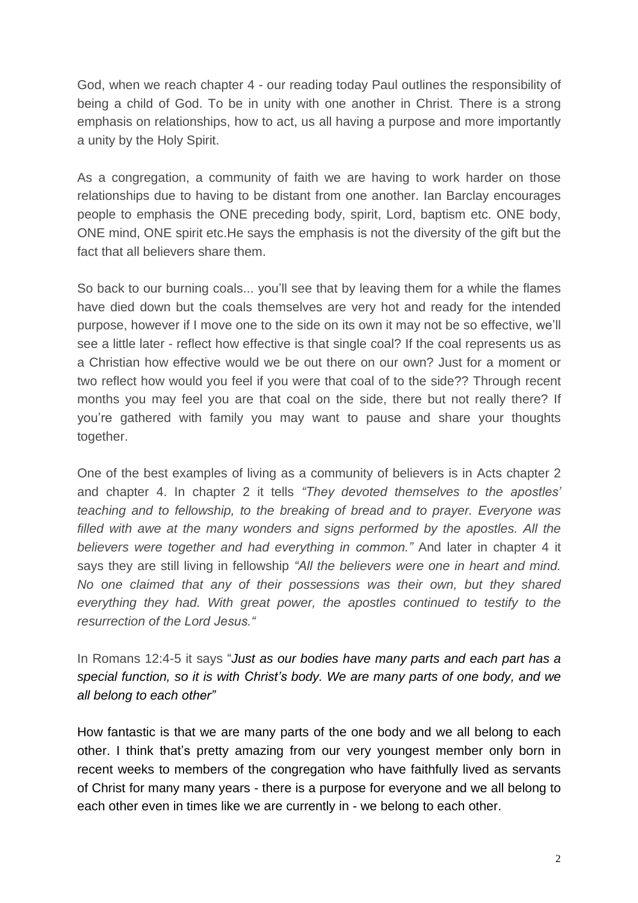God, when we reach chapter 4 - our reading today Paul outlines the responsibility of being a child of God. To be in unity with one another in Christ. There is a strong emphasis on relationships, how to act, us all having a purpose and more importantly a unity by the Holy Spirit.

As a congregation, a community of faith we are having to work harder on those relationships due to having to be distant from one another. Ian Barclay encourages people to emphasis the ONE preceding body, spirit, Lord, baptism etc. ONE body, ONE mind, ONE spirit etc.He says the emphasis is not the diversity of the gift but the fact that all believers share them.

So back to our burning coals... you'll see that by leaving them for a while the flames have died down but the coals themselves are very hot and ready for the intended purpose, however if I move one to the side on its own it may not be so effective, we'll see a little later - reflect how effective is that single coal? If the coal represents us as a Christian how effective would we be out there on our own? Just for a moment or two reflect how would you feel if you were that coal of to the side?? Through recent months you may feel you are that coal on the side, there but not really there? If you're gathered with family you may want to pause and share your thoughts together.

One of the best examples of living as a community of believers is in Acts chapter 2 and chapter 4. In chapter 2 it tells *"They devoted themselves to the apostles' teaching and to fellowship, to the breaking of bread and to prayer. Everyone was filled with awe at the many wonders and signs performed by the apostles. All the believers were together and had everything in common."* And later in chapter 4 it says they are still living in fellowship *"All the believers were one in heart and mind. No one claimed that any of their possessions was their own, but they shared everything they had. With great power, the apostles continued to testify to the resurrection of the Lord Jesus."*

In Romans 12:4-5 it says "*Just as our bodies have many parts and each part has a special function, so it is with Christ's body. We are many parts of one body, and we all belong to each other"*

How fantastic is that we are many parts of the one body and we all belong to each other. I think that's pretty amazing from our very youngest member only born in recent weeks to members of the congregation who have faithfully lived as servants of Christ for many many years - there is a purpose for everyone and we all belong to each other even in times like we are currently in - we belong to each other.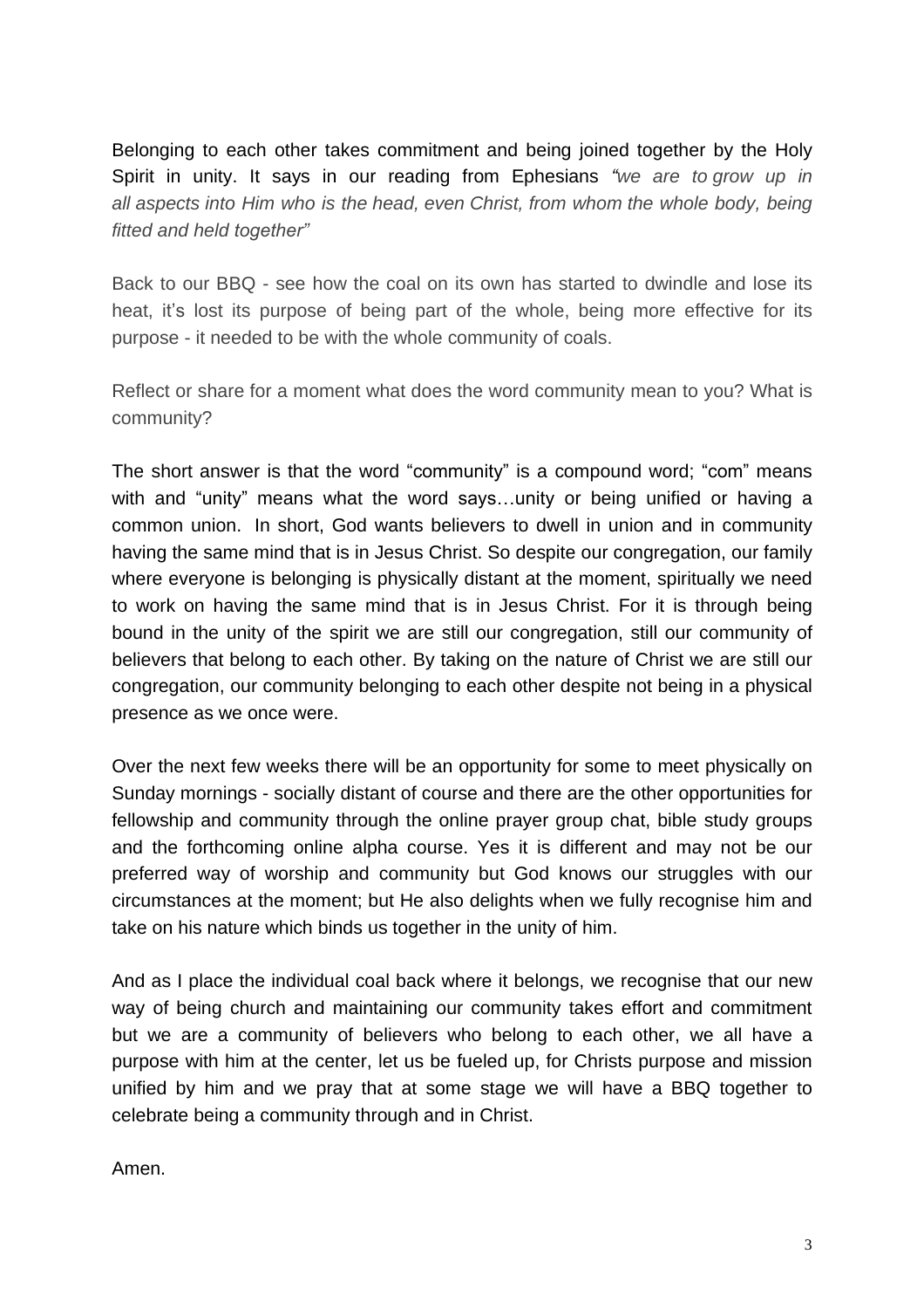Belonging to each other takes commitment and being joined together by the Holy Spirit in unity. It says in our reading from Ephesians *"we are to grow up in all aspects into Him who is the head, even Christ, from whom the whole body, being fitted and held together"*

Back to our BBQ - see how the coal on its own has started to dwindle and lose its heat, it's lost its purpose of being part of the whole, being more effective for its purpose - it needed to be with the whole community of coals.

Reflect or share for a moment what does the word community mean to you? What is community?

The short answer is that the word "community" is a compound word; "com" means with and "unity" means what the word says…unity or being unified or having a common union. In short, God wants believers to dwell in union and in community having the same mind that is in Jesus Christ. So despite our congregation, our family where everyone is belonging is physically distant at the moment, spiritually we need to work on having the same mind that is in Jesus Christ. For it is through being bound in the unity of the spirit we are still our congregation, still our community of believers that belong to each other. By taking on the nature of Christ we are still our congregation, our community belonging to each other despite not being in a physical presence as we once were.

Over the next few weeks there will be an opportunity for some to meet physically on Sunday mornings - socially distant of course and there are the other opportunities for fellowship and community through the online prayer group chat, bible study groups and the forthcoming online alpha course. Yes it is different and may not be our preferred way of worship and community but God knows our struggles with our circumstances at the moment; but He also delights when we fully recognise him and take on his nature which binds us together in the unity of him.

And as I place the individual coal back where it belongs, we recognise that our new way of being church and maintaining our community takes effort and commitment but we are a community of believers who belong to each other, we all have a purpose with him at the center, let us be fueled up, for Christs purpose and mission unified by him and we pray that at some stage we will have a BBQ together to celebrate being a community through and in Christ.

Amen.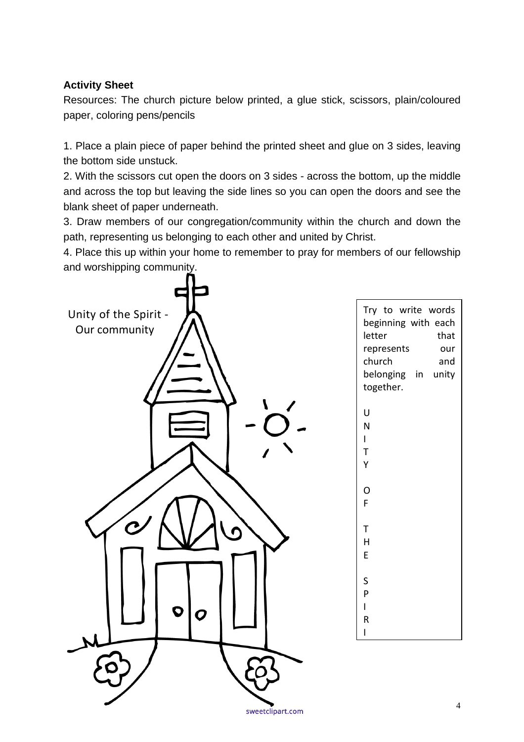**Activity Sheet**

Resources: The church picture below printed, a glue stick, scissors, plain/coloured paper, coloring pens/pencils

1. Place a plain piece of paper behind the printed sheet and glue on 3 sides, leaving the bottom side unstuck.
2. With the scissors cut open the doors on 3 sides - across the bottom, up the middle and across the top but leaving the side lines so you can open the doors and see the blank sheet of paper underneath.
3. Draw members of our congregation/community within the church and down the path, representing us belonging to each other and united by Christ.
4. Place this up within your home to remember to pray for members of our fellowship and worshipping community.

Unity of the Spirit - Our community

Try to write words beginning with each letter that represents our church and belonging in unity together.

U
N
I
T
Y

O
F

T
H
E

S
P
I
R
I

sweetclipart.com